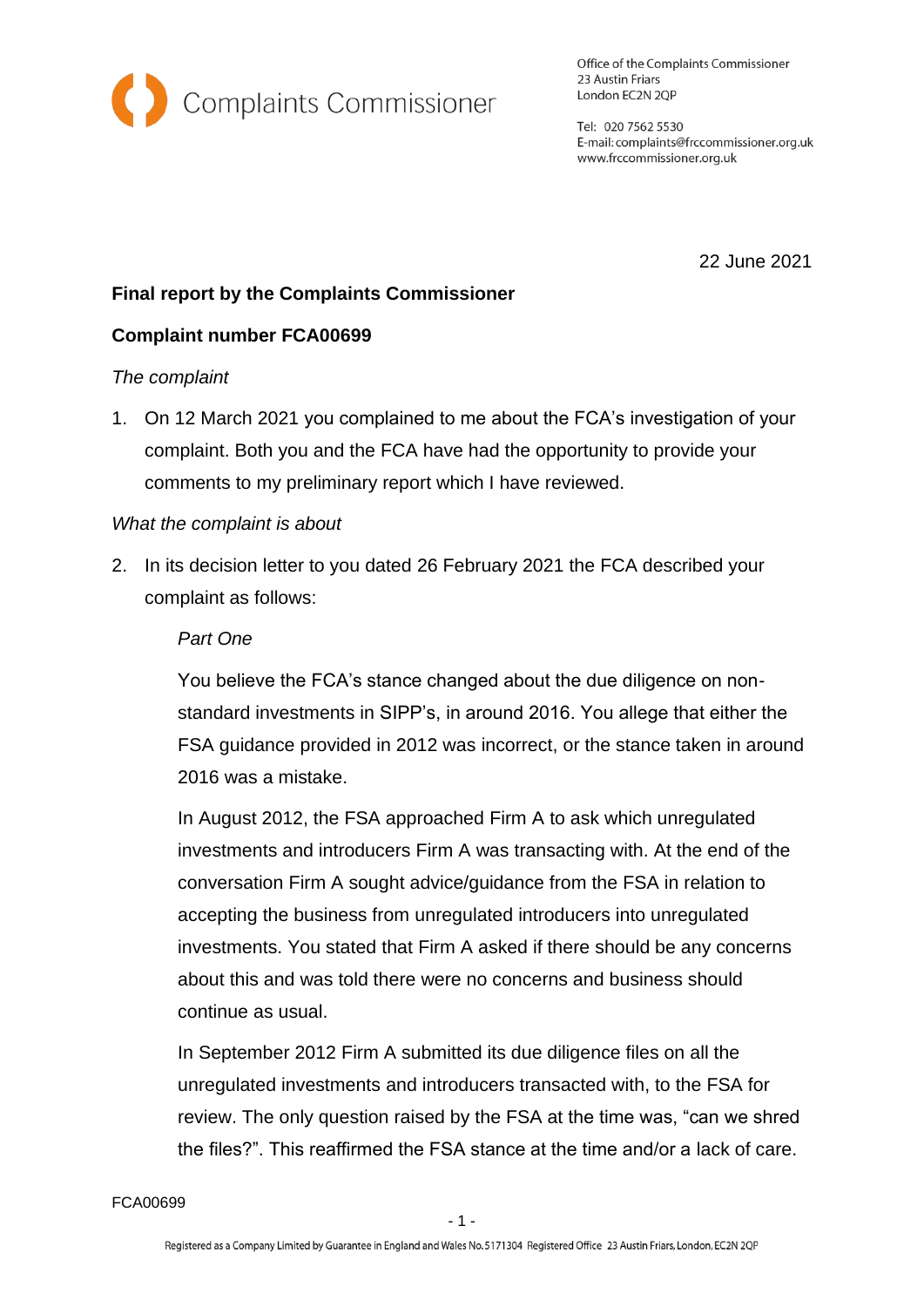Complaints Commissioner

Office of the Complaints Commissioner
23 Austin Friars
London EC2N 2QP

Tel: 020 7562 5530
E-mail: complaints@frccommissioner.org.uk
www.frccommissioner.org.uk

22 June 2021

**Final report by the Complaints Commissioner**

**Complaint number FCA00699**

*The complaint*

1. On 12 March 2021 you complained to me about the FCA's investigation of your complaint. Both you and the FCA have had the opportunity to provide your comments to my preliminary report which I have reviewed.

*What the complaint is about*

2. In its decision letter to you dated 26 February 2021 the FCA described your complaint as follows:

   *Part One*

   You believe the FCA's stance changed about the due diligence on non-standard investments in SIPP's, in around 2016. You allege that either the FSA guidance provided in 2012 was incorrect, or the stance taken in around 2016 was a mistake.

   In August 2012, the FSA approached Firm A to ask which unregulated investments and introducers Firm A was transacting with. At the end of the conversation Firm A sought advice/guidance from the FSA in relation to accepting the business from unregulated introducers into unregulated investments. You stated that Firm A asked if there should be any concerns about this and was told there were no concerns and business should continue as usual.

   In September 2012 Firm A submitted its due diligence files on all the unregulated investments and introducers transacted with, to the FSA for review. The only question raised by the FSA at the time was, "can we shred the files?". This reaffirmed the FSA stance at the time and/or a lack of care.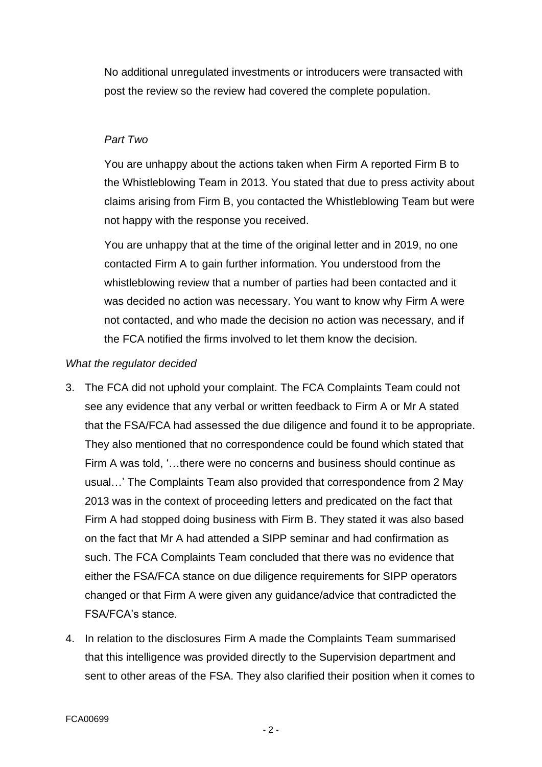No additional unregulated investments or introducers were transacted with post the review so the review had covered the complete population.

*Part Two*

You are unhappy about the actions taken when Firm A reported Firm B to the Whistleblowing Team in 2013. You stated that due to press activity about claims arising from Firm B, you contacted the Whistleblowing Team but were not happy with the response you received.

You are unhappy that at the time of the original letter and in 2019, no one contacted Firm A to gain further information. You understood from the whistleblowing review that a number of parties had been contacted and it was decided no action was necessary. You want to know why Firm A were not contacted, and who made the decision no action was necessary, and if the FCA notified the firms involved to let them know the decision.

*What the regulator decided*

3. The FCA did not uphold your complaint. The FCA Complaints Team could not see any evidence that any verbal or written feedback to Firm A or Mr A stated that the FSA/FCA had assessed the due diligence and found it to be appropriate. They also mentioned that no correspondence could be found which stated that Firm A was told, '…there were no concerns and business should continue as usual…' The Complaints Team also provided that correspondence from 2 May 2013 was in the context of proceeding letters and predicated on the fact that Firm A had stopped doing business with Firm B. They stated it was also based on the fact that Mr A had attended a SIPP seminar and had confirmation as such. The FCA Complaints Team concluded that there was no evidence that either the FSA/FCA stance on due diligence requirements for SIPP operators changed or that Firm A were given any guidance/advice that contradicted the FSA/FCA's stance.

4. In relation to the disclosures Firm A made the Complaints Team summarised that this intelligence was provided directly to the Supervision department and sent to other areas of the FSA. They also clarified their position when it comes to

FCA00699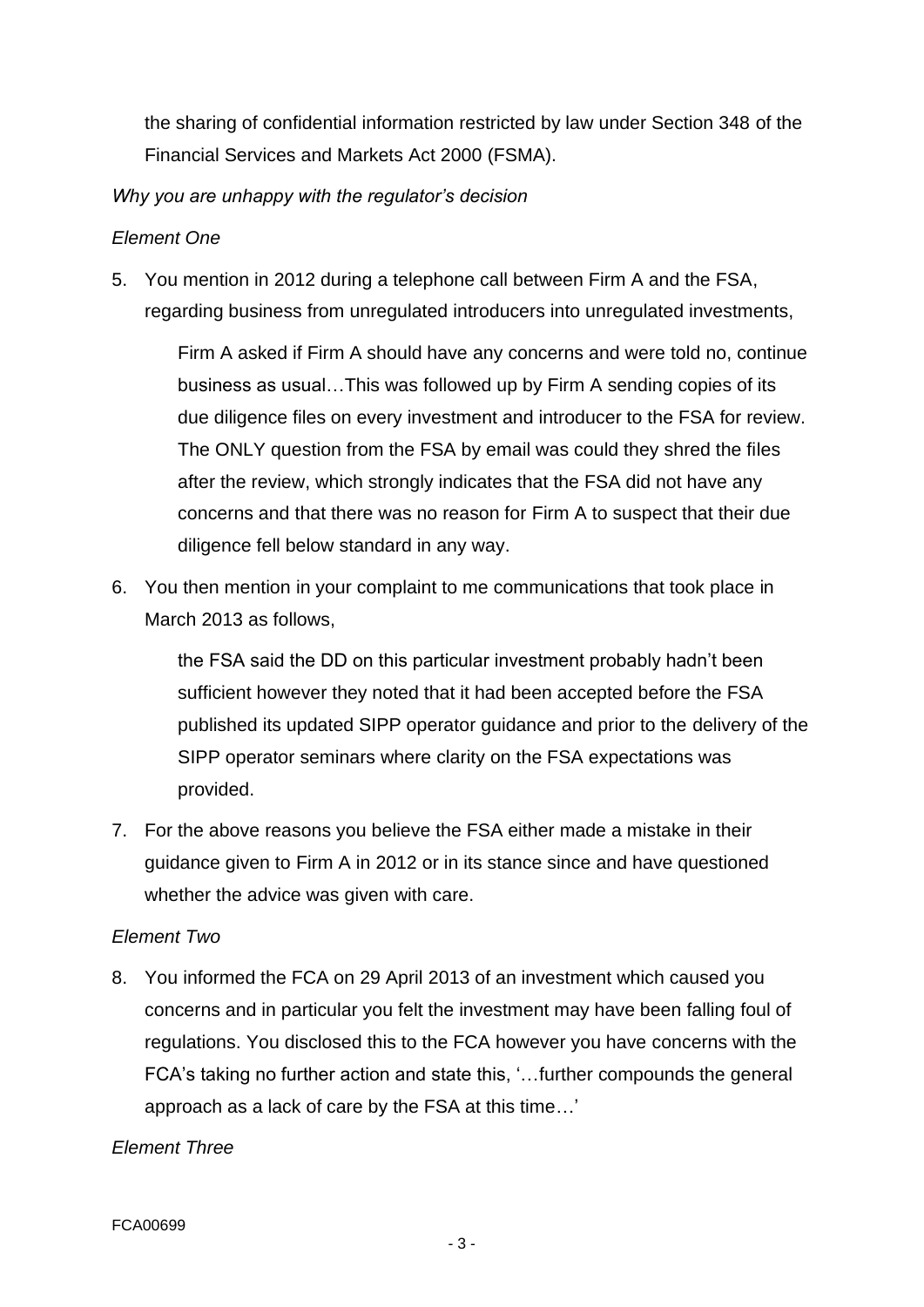the sharing of confidential information restricted by law under Section 348 of the Financial Services and Markets Act 2000 (FSMA).

*Why you are unhappy with the regulator's decision*

*Element One*

5. You mention in 2012 during a telephone call between Firm A and the FSA, regarding business from unregulated introducers into unregulated investments,

   > Firm A asked if Firm A should have any concerns and were told no, continue business as usual…This was followed up by Firm A sending copies of its due diligence files on every investment and introducer to the FSA for review. The ONLY question from the FSA by email was could they shred the files after the review, which strongly indicates that the FSA did not have any concerns and that there was no reason for Firm A to suspect that their due diligence fell below standard in any way.

6. You then mention in your complaint to me communications that took place in March 2013 as follows,

   > the FSA said the DD on this particular investment probably hadn't been sufficient however they noted that it had been accepted before the FSA published its updated SIPP operator guidance and prior to the delivery of the SIPP operator seminars where clarity on the FSA expectations was provided.

7. For the above reasons you believe the FSA either made a mistake in their guidance given to Firm A in 2012 or in its stance since and have questioned whether the advice was given with care.

*Element Two*

8. You informed the FCA on 29 April 2013 of an investment which caused you concerns and in particular you felt the investment may have been falling foul of regulations. You disclosed this to the FCA however you have concerns with the FCA's taking no further action and state this, '…further compounds the general approach as a lack of care by the FSA at this time…'

*Element Three*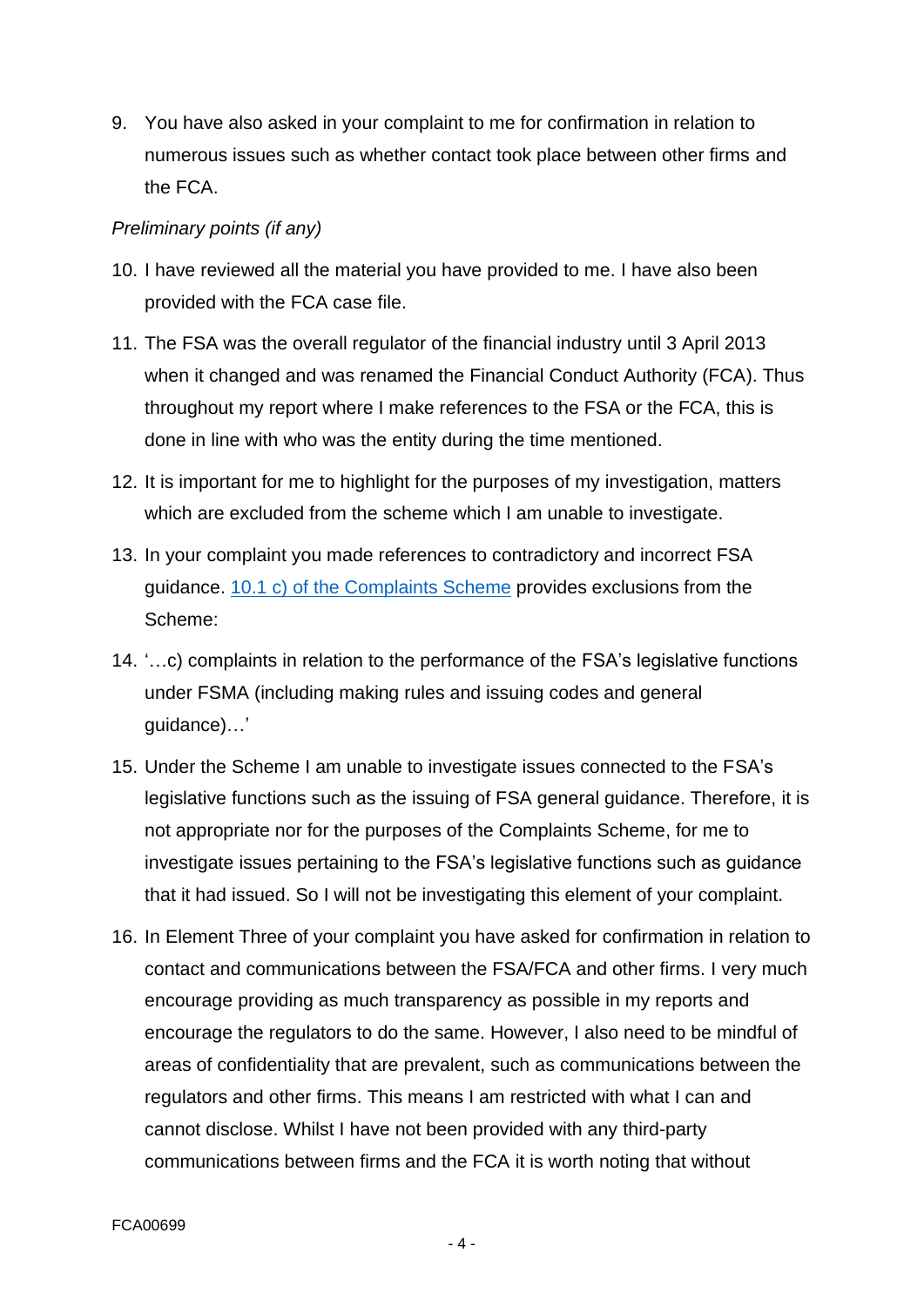9. You have also asked in your complaint to me for confirmation in relation to numerous issues such as whether contact took place between other firms and the FCA.

*Preliminary points (if any)*

10. I have reviewed all the material you have provided to me. I have also been provided with the FCA case file.

11. The FSA was the overall regulator of the financial industry until 3 April 2013 when it changed and was renamed the Financial Conduct Authority (FCA). Thus throughout my report where I make references to the FSA or the FCA, this is done in line with who was the entity during the time mentioned.

12. It is important for me to highlight for the purposes of my investigation, matters which are excluded from the scheme which I am unable to investigate.

13. In your complaint you made references to contradictory and incorrect FSA guidance. [10.1 c) of the Complaints Scheme] provides exclusions from the Scheme:

14. '…c) complaints in relation to the performance of the FSA's legislative functions under FSMA (including making rules and issuing codes and general guidance)…'

15. Under the Scheme I am unable to investigate issues connected to the FSA's legislative functions such as the issuing of FSA general guidance. Therefore, it is not appropriate nor for the purposes of the Complaints Scheme, for me to investigate issues pertaining to the FSA's legislative functions such as guidance that it had issued. So I will not be investigating this element of your complaint.

16. In Element Three of your complaint you have asked for confirmation in relation to contact and communications between the FSA/FCA and other firms. I very much encourage providing as much transparency as possible in my reports and encourage the regulators to do the same. However, I also need to be mindful of areas of confidentiality that are prevalent, such as communications between the regulators and other firms. This means I am restricted with what I can and cannot disclose. Whilst I have not been provided with any third-party communications between firms and the FCA it is worth noting that without

FCA00699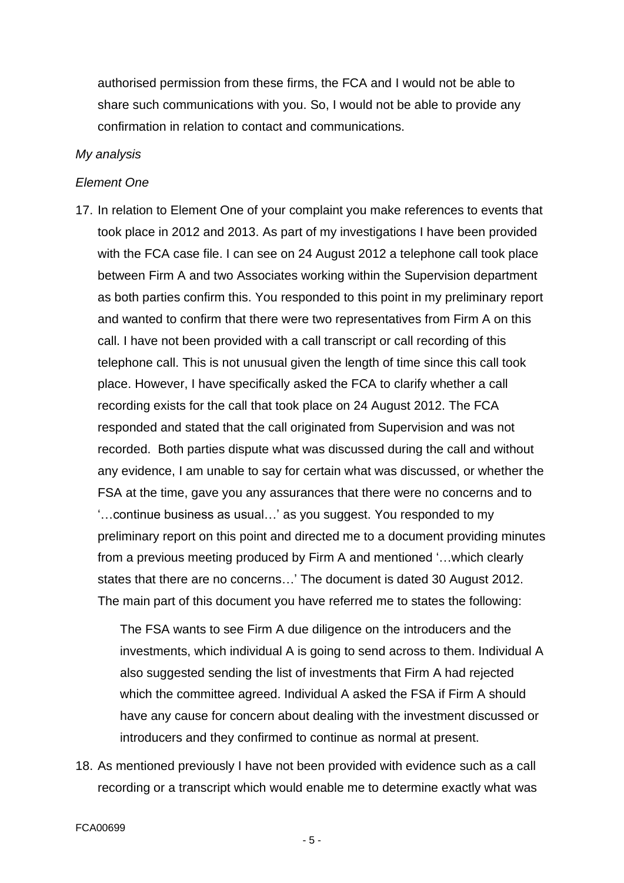authorised permission from these firms, the FCA and I would not be able to share such communications with you. So, I would not be able to provide any confirmation in relation to contact and communications.

*My analysis*

*Element One*

17. In relation to Element One of your complaint you make references to events that took place in 2012 and 2013. As part of my investigations I have been provided with the FCA case file. I can see on 24 August 2012 a telephone call took place between Firm A and two Associates working within the Supervision department as both parties confirm this. You responded to this point in my preliminary report and wanted to confirm that there were two representatives from Firm A on this call. I have not been provided with a call transcript or call recording of this telephone call. This is not unusual given the length of time since this call took place. However, I have specifically asked the FCA to clarify whether a call recording exists for the call that took place on 24 August 2012. The FCA responded and stated that the call originated from Supervision and was not recorded. Both parties dispute what was discussed during the call and without any evidence, I am unable to say for certain what was discussed, or whether the FSA at the time, gave you any assurances that there were no concerns and to '…continue business as usual…' as you suggest. You responded to my preliminary report on this point and directed me to a document providing minutes from a previous meeting produced by Firm A and mentioned '…which clearly states that there are no concerns…' The document is dated 30 August 2012. The main part of this document you have referred me to states the following:

    The FSA wants to see Firm A due diligence on the introducers and the investments, which individual A is going to send across to them. Individual A also suggested sending the list of investments that Firm A had rejected which the committee agreed. Individual A asked the FSA if Firm A should have any cause for concern about dealing with the investment discussed or introducers and they confirmed to continue as normal at present.

18. As mentioned previously I have not been provided with evidence such as a call recording or a transcript which would enable me to determine exactly what was

FCA00699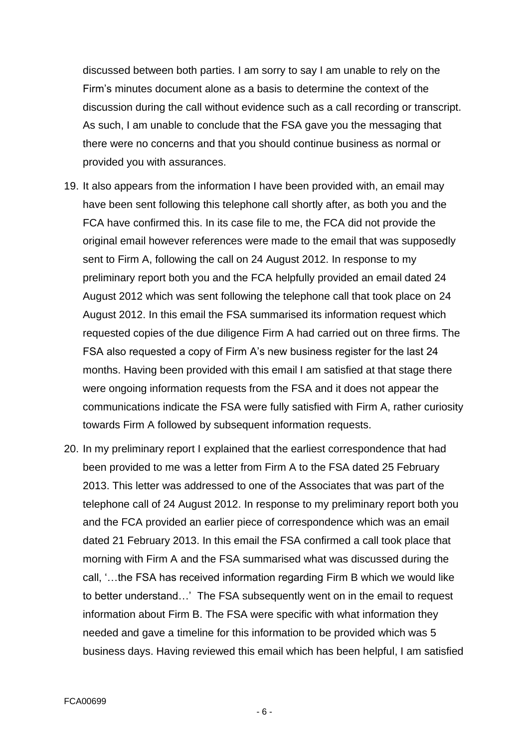discussed between both parties. I am sorry to say I am unable to rely on the Firm's minutes document alone as a basis to determine the context of the discussion during the call without evidence such as a call recording or transcript. As such, I am unable to conclude that the FSA gave you the messaging that there were no concerns and that you should continue business as normal or provided you with assurances.

19. It also appears from the information I have been provided with, an email may have been sent following this telephone call shortly after, as both you and the FCA have confirmed this. In its case file to me, the FCA did not provide the original email however references were made to the email that was supposedly sent to Firm A, following the call on 24 August 2012. In response to my preliminary report both you and the FCA helpfully provided an email dated 24 August 2012 which was sent following the telephone call that took place on 24 August 2012. In this email the FSA summarised its information request which requested copies of the due diligence Firm A had carried out on three firms. The FSA also requested a copy of Firm A's new business register for the last 24 months. Having been provided with this email I am satisfied at that stage there were ongoing information requests from the FSA and it does not appear the communications indicate the FSA were fully satisfied with Firm A, rather curiosity towards Firm A followed by subsequent information requests.

20. In my preliminary report I explained that the earliest correspondence that had been provided to me was a letter from Firm A to the FSA dated 25 February 2013. This letter was addressed to one of the Associates that was part of the telephone call of 24 August 2012. In response to my preliminary report both you and the FCA provided an earlier piece of correspondence which was an email dated 21 February 2013. In this email the FSA confirmed a call took place that morning with Firm A and the FSA summarised what was discussed during the call, '…the FSA has received information regarding Firm B which we would like to better understand…' The FSA subsequently went on in the email to request information about Firm B. The FSA were specific with what information they needed and gave a timeline for this information to be provided which was 5 business days. Having reviewed this email which has been helpful, I am satisfied

FCA00699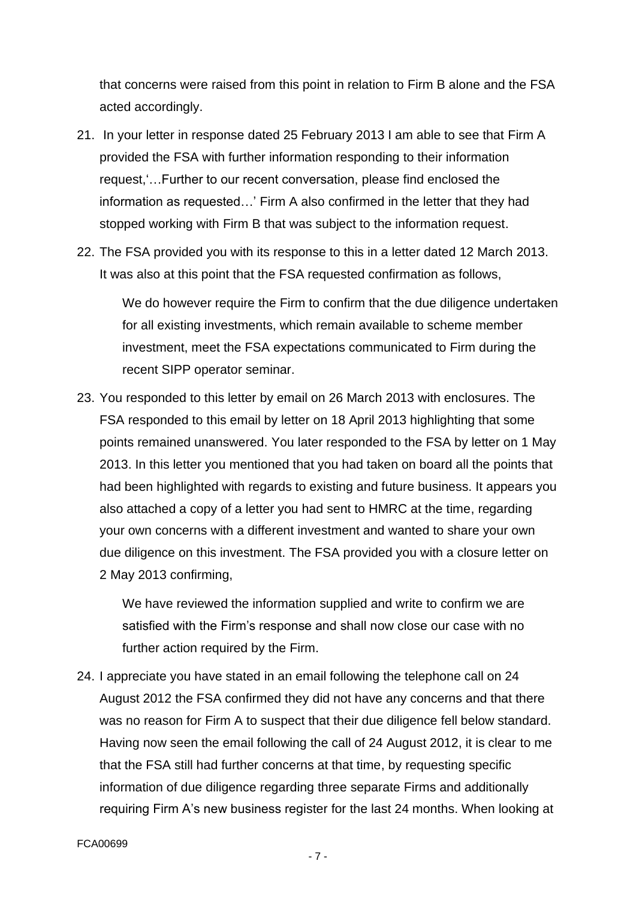that concerns were raised from this point in relation to Firm B alone and the FSA acted accordingly.

21. In your letter in response dated 25 February 2013 I am able to see that Firm A provided the FSA with further information responding to their information request,'…Further to our recent conversation, please find enclosed the information as requested…' Firm A also confirmed in the letter that they had stopped working with Firm B that was subject to the information request.

22. The FSA provided you with its response to this in a letter dated 12 March 2013. It was also at this point that the FSA requested confirmation as follows,

    We do however require the Firm to confirm that the due diligence undertaken for all existing investments, which remain available to scheme member investment, meet the FSA expectations communicated to Firm during the recent SIPP operator seminar.

23. You responded to this letter by email on 26 March 2013 with enclosures. The FSA responded to this email by letter on 18 April 2013 highlighting that some points remained unanswered. You later responded to the FSA by letter on 1 May 2013. In this letter you mentioned that you had taken on board all the points that had been highlighted with regards to existing and future business. It appears you also attached a copy of a letter you had sent to HMRC at the time, regarding your own concerns with a different investment and wanted to share your own due diligence on this investment. The FSA provided you with a closure letter on 2 May 2013 confirming,

    We have reviewed the information supplied and write to confirm we are satisfied with the Firm's response and shall now close our case with no further action required by the Firm.

24. I appreciate you have stated in an email following the telephone call on 24 August 2012 the FSA confirmed they did not have any concerns and that there was no reason for Firm A to suspect that their due diligence fell below standard. Having now seen the email following the call of 24 August 2012, it is clear to me that the FSA still had further concerns at that time, by requesting specific information of due diligence regarding three separate Firms and additionally requiring Firm A's new business register for the last 24 months. When looking at

FCA00699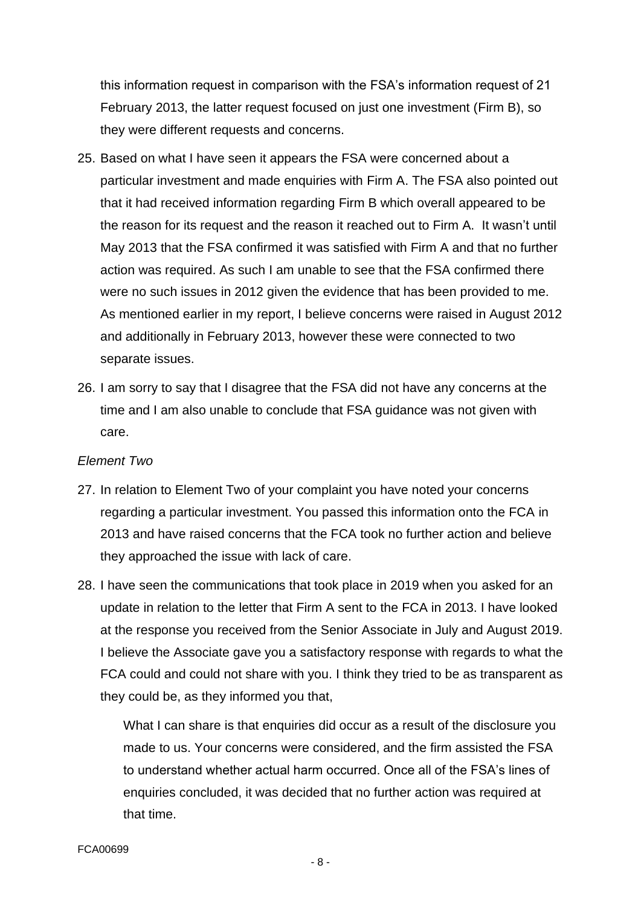this information request in comparison with the FSA's information request of 21 February 2013, the latter request focused on just one investment (Firm B), so they were different requests and concerns.

25. Based on what I have seen it appears the FSA were concerned about a particular investment and made enquiries with Firm A. The FSA also pointed out that it had received information regarding Firm B which overall appeared to be the reason for its request and the reason it reached out to Firm A. It wasn't until May 2013 that the FSA confirmed it was satisfied with Firm A and that no further action was required. As such I am unable to see that the FSA confirmed there were no such issues in 2012 given the evidence that has been provided to me. As mentioned earlier in my report, I believe concerns were raised in August 2012 and additionally in February 2013, however these were connected to two separate issues.

26. I am sorry to say that I disagree that the FSA did not have any concerns at the time and I am also unable to conclude that FSA guidance was not given with care.

*Element Two*

27. In relation to Element Two of your complaint you have noted your concerns regarding a particular investment. You passed this information onto the FCA in 2013 and have raised concerns that the FCA took no further action and believe they approached the issue with lack of care.

28. I have seen the communications that took place in 2019 when you asked for an update in relation to the letter that Firm A sent to the FCA in 2013. I have looked at the response you received from the Senior Associate in July and August 2019. I believe the Associate gave you a satisfactory response with regards to what the FCA could and could not share with you. I think they tried to be as transparent as they could be, as they informed you that,

    What I can share is that enquiries did occur as a result of the disclosure you made to us. Your concerns were considered, and the firm assisted the FSA to understand whether actual harm occurred. Once all of the FSA's lines of enquiries concluded, it was decided that no further action was required at that time.

FCA00699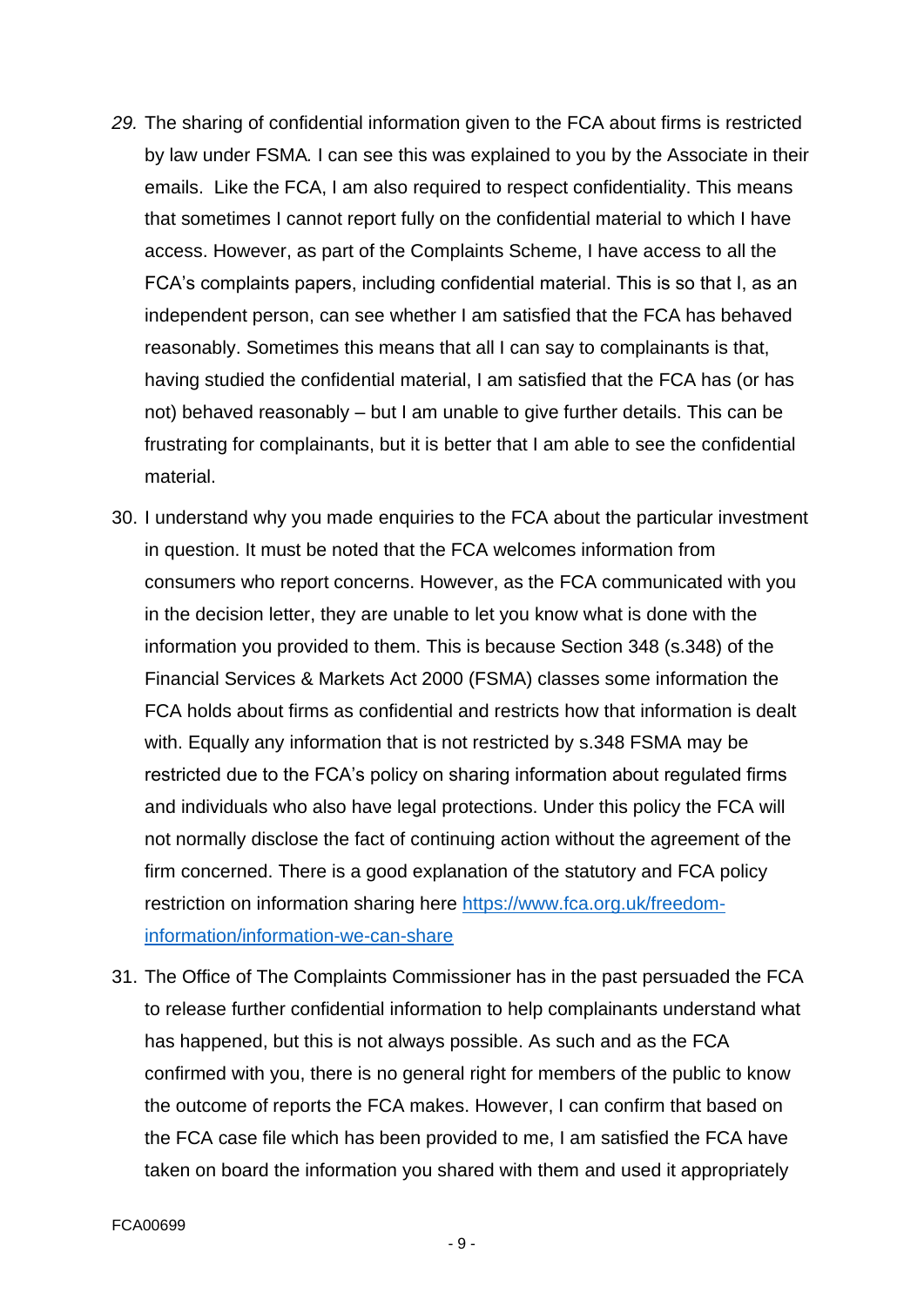29. The sharing of confidential information given to the FCA about firms is restricted by law under FSMA. I can see this was explained to you by the Associate in their emails. Like the FCA, I am also required to respect confidentiality. This means that sometimes I cannot report fully on the confidential material to which I have access. However, as part of the Complaints Scheme, I have access to all the FCA's complaints papers, including confidential material. This is so that I, as an independent person, can see whether I am satisfied that the FCA has behaved reasonably. Sometimes this means that all I can say to complainants is that, having studied the confidential material, I am satisfied that the FCA has (or has not) behaved reasonably – but I am unable to give further details. This can be frustrating for complainants, but it is better that I am able to see the confidential material.

30. I understand why you made enquiries to the FCA about the particular investment in question. It must be noted that the FCA welcomes information from consumers who report concerns. However, as the FCA communicated with you in the decision letter, they are unable to let you know what is done with the information you provided to them. This is because Section 348 (s.348) of the Financial Services & Markets Act 2000 (FSMA) classes some information the FCA holds about firms as confidential and restricts how that information is dealt with. Equally any information that is not restricted by s.348 FSMA may be restricted due to the FCA's policy on sharing information about regulated firms and individuals who also have legal protections. Under this policy the FCA will not normally disclose the fact of continuing action without the agreement of the firm concerned. There is a good explanation of the statutory and FCA policy restriction on information sharing here [https://www.fca.org.uk/freedom-information/information-we-can-share](https://www.fca.org.uk/freedom-information/information-we-can-share)

31. The Office of The Complaints Commissioner has in the past persuaded the FCA to release further confidential information to help complainants understand what has happened, but this is not always possible. As such and as the FCA confirmed with you, there is no general right for members of the public to know the outcome of reports the FCA makes. However, I can confirm that based on the FCA case file which has been provided to me, I am satisfied the FCA have taken on board the information you shared with them and used it appropriately

FCA00699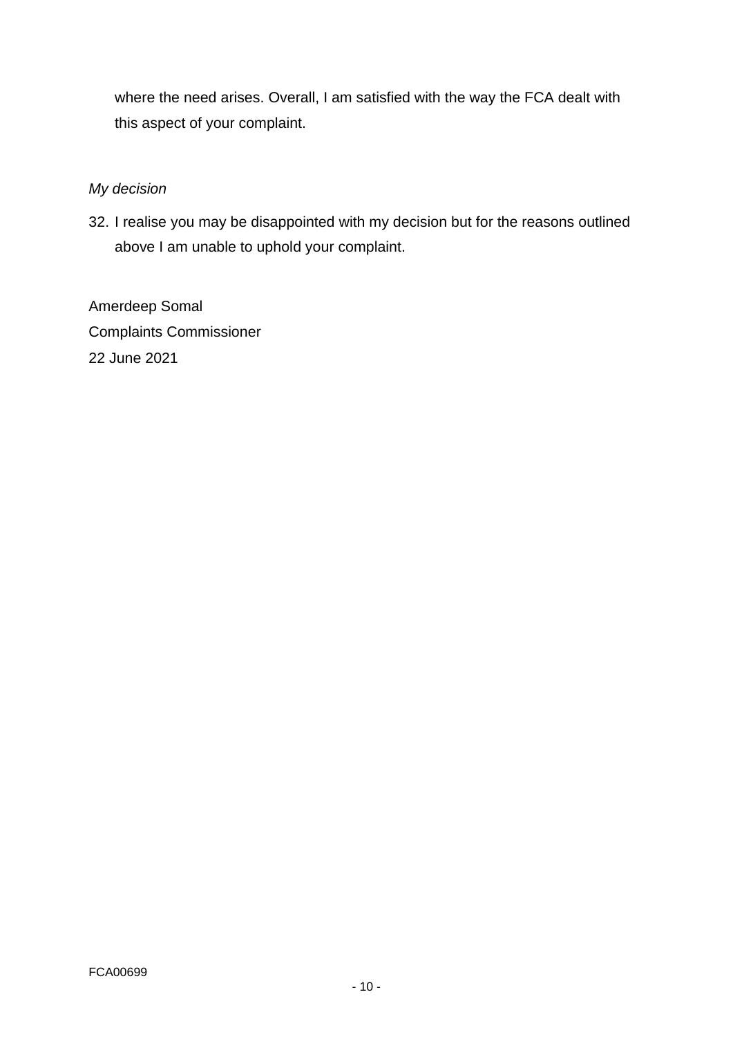where the need arises. Overall, I am satisfied with the way the FCA dealt with this aspect of your complaint.

*My decision*

32. I realise you may be disappointed with my decision but for the reasons outlined above I am unable to uphold your complaint.

Amerdeep Somal
Complaints Commissioner
22 June 2021

FCA00699